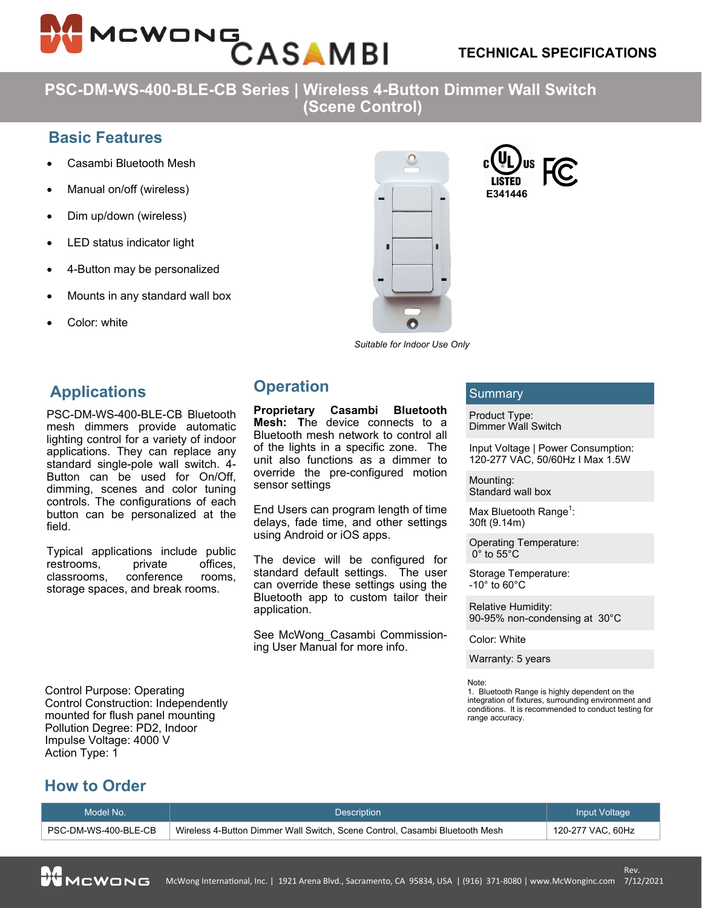TECHNICAL SPECIFICATIONS

# PSC-DM-WS-400-BLE-CB Series | Wireless 4-Button Dimmer Wall Switch (Scene Control)

## Basic Features

- Casambi Bluetooth Mesh
- Manual on/off (wireless)
- Dim up/down (wireless)
- LED status indicator light
- 4-Button may be personalized
- Mounts in any standard wall box
- Color: white

E341446

*Suitable for Indoor Use Only*

## Applications

PSC-DM-WS-400-BLE-CB Bluetooth mesh dimmers provide automatic lighting control for a variety of indoor applications. They can replace any standard single-pole wall switch. 4-Button can be used for On/Off, dimming, scenes and color tuning controls. The configurations of each button can be personalized at the field.

Typical applications include public restrooms, private offices, classrooms, conference rooms, storage spaces, and break rooms.

Control Purpose: Operating
Control Construction: Independently mounted for flush panel mounting
Pollution Degree: PD2, Indoor
Impulse Voltage: 4000 V
Action Type: 1

## Operation

**Proprietary Casambi Bluetooth Mesh:** The device connects to a Bluetooth mesh network to control all of the lights in a specific zone. The unit also functions as a dimmer to override the pre-configured motion sensor settings

End Users can program length of time delays, fade time, and other settings using Android or iOS apps.

The device will be configured for standard default settings. The user can override these settings using the Bluetooth app to custom tailor their application.

See McWong_Casambi Commissioning User Manual for more info.

## Summary

Product Type:
Dimmer Wall Switch

Input Voltage | Power Consumption:
120-277 VAC, 50/60Hz I Max 1.5W

Mounting:
Standard wall box

Max Bluetooth Range[1]:
30ft (9.14m)

Operating Temperature:
0° to 55°C

Storage Temperature:
-10° to 60°C

Relative Humidity:
90-95% non-condensing at 30°C

Color: White

Warranty: 5 years

Note:
1. Bluetooth Range is highly dependent on the integration of fixtures, surrounding environment and conditions. It is recommended to conduct testing for range accuracy.

## How to Order

| Model No. | Description | Input Voltage |
|---|---|---|
| PSC-DM-WS-400-BLE-CB | Wireless 4-Button Dimmer Wall Switch, Scene Control, Casambi Bluetooth Mesh | 120-277 VAC, 60Hz |

McWong International, Inc. | 1921 Arena Blvd., Sacramento, CA 95834, USA | (916) 371-8080 | www.McWonginc.com Rev. 7/12/2021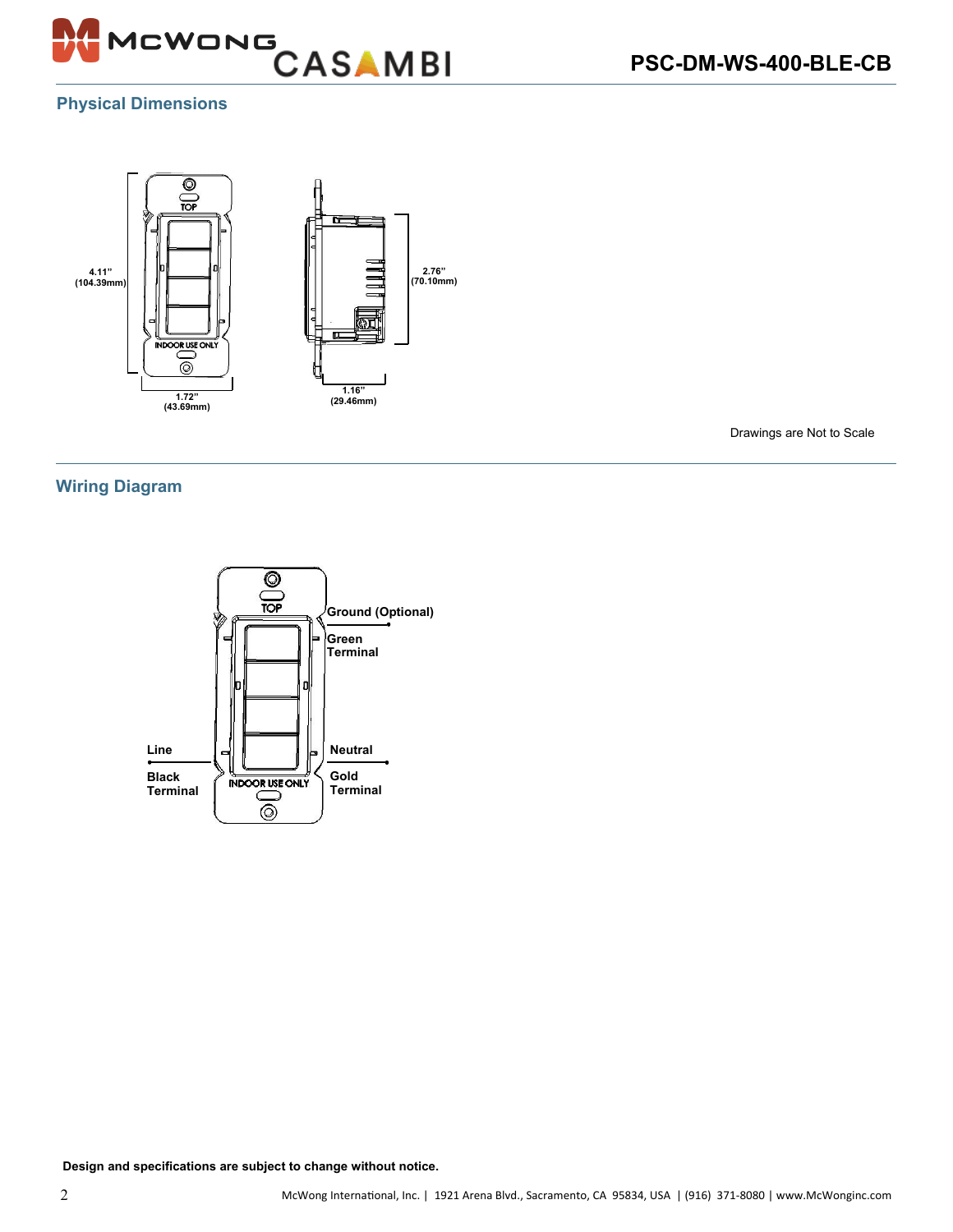## Physical Dimensions

4.11"
(104.39mm)

1.72"
(43.69mm)

2.76"
(70.10mm)

1.16"
(29.46mm)

TOP

INDOOR USE ONLY

Drawings are Not to Scale

## Wiring Diagram

TOP

INDOOR USE ONLY

Ground (Optional)
Green
Terminal

Line
Black
Terminal

Neutral
Gold
Terminal

**Design and specifications are subject to change without notice.**

McWong International, Inc. | 1921 Arena Blvd., Sacramento, CA 95834, USA | (916) 371-8080 | www.McWonginc.com